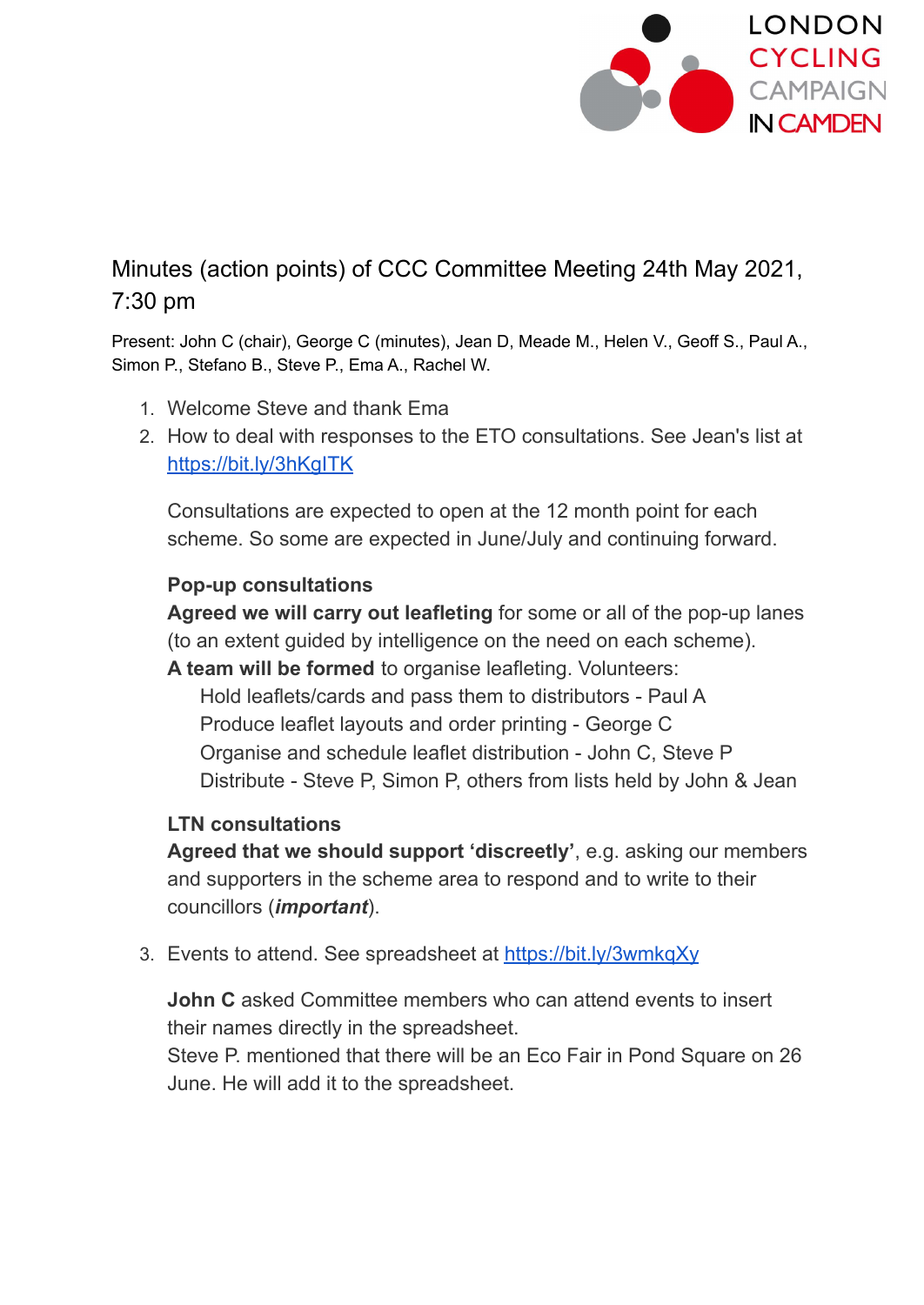LONDON CYCLING CAMPAIGN IN CAMDEN

# Minutes (action points) of CCC Committee Meeting 24th May 2021, 7:30 pm

Present: John C (chair), George C (minutes), Jean D, Meade M., Helen V., Geoff S., Paul A., Simon P., Stefano B., Steve P., Ema A., Rachel W.

1. Welcome Steve and thank Ema
2. How to deal with responses to the ETO consultations. See Jean's list at https://bit.ly/3hKgITK

   Consultations are expected to open at the 12 month point for each scheme. So some are expected in June/July and continuing forward.

   **Pop-up consultations**
   **Agreed we will carry out leafleting** for some or all of the pop-up lanes (to an extent guided by intelligence on the need on each scheme).
   **A team will be formed** to organise leafleting. Volunteers:
   - Hold leaflets/cards and pass them to distributors - Paul A
   - Produce leaflet layouts and order printing - George C
   - Organise and schedule leaflet distribution - John C, Steve P
   - Distribute - Steve P, Simon P, others from lists held by John & Jean

   **LTN consultations**
   **Agreed that we should support 'discreetly'**, e.g. asking our members and supporters in the scheme area to respond and to write to their councillors (***important***).

3. Events to attend. See spreadsheet at https://bit.ly/3wmkqXy

   **John C** asked Committee members who can attend events to insert their names directly in the spreadsheet.
   Steve P. mentioned that there will be an Eco Fair in Pond Square on 26 June. He will add it to the spreadsheet.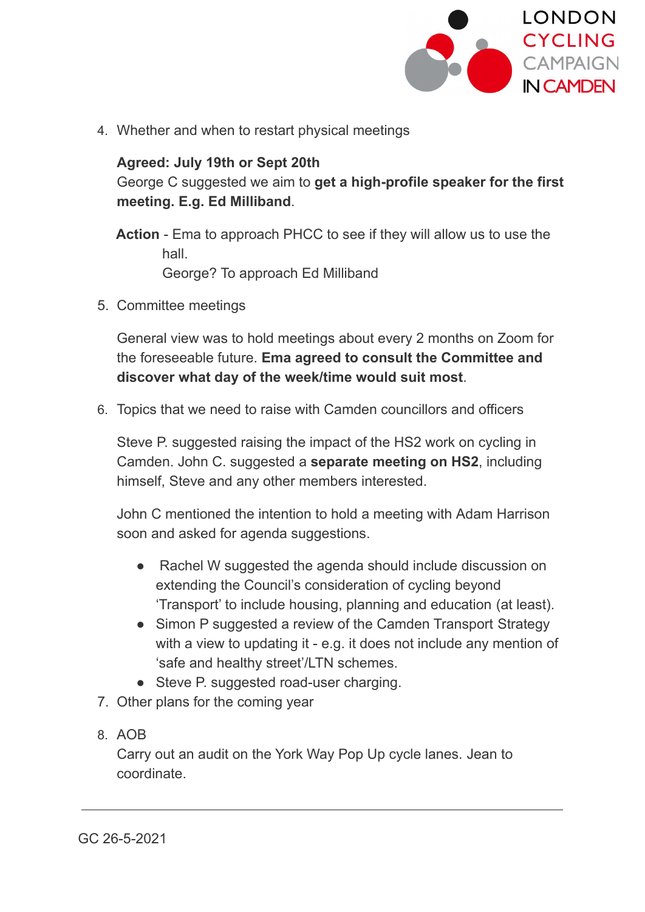4. Whether and when to restart physical meetings

   **Agreed: July 19th or Sept 20th**
   George C suggested we aim to **get a high-profile speaker for the first meeting. E.g. Ed Milliband**.

   **Action** - Ema to approach PHCC to see if they will allow us to use the hall.
   George? To approach Ed Milliband

5. Committee meetings

   General view was to hold meetings about every 2 months on Zoom for the foreseeable future. **Ema agreed to consult the Committee and discover what day of the week/time would suit most**.

6. Topics that we need to raise with Camden councillors and officers

   Steve P. suggested raising the impact of the HS2 work on cycling in Camden. John C. suggested a **separate meeting on HS2**, including himself, Steve and any other members interested.

   John C mentioned the intention to hold a meeting with Adam Harrison soon and asked for agenda suggestions.

   - Rachel W suggested the agenda should include discussion on extending the Council's consideration of cycling beyond 'Transport' to include housing, planning and education (at least).
   - Simon P suggested a review of the Camden Transport Strategy with a view to updating it - e.g. it does not include any mention of 'safe and healthy street'/LTN schemes.
   - Steve P. suggested road-user charging.

7. Other plans for the coming year

8. AOB
   Carry out an audit on the York Way Pop Up cycle lanes. Jean to coordinate.

---

GC 26-5-2021